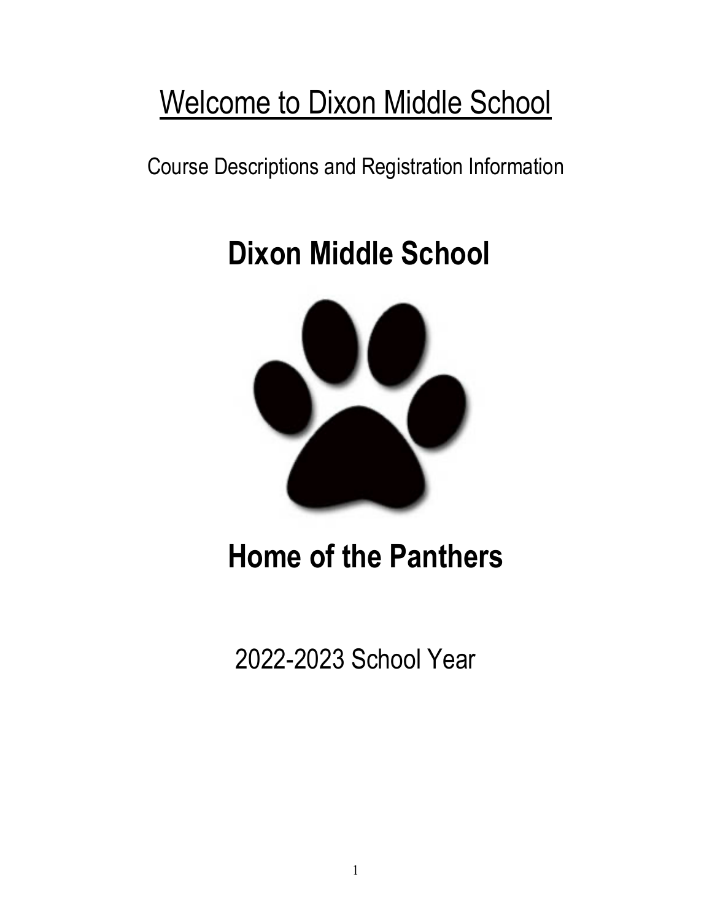# Welcome to Dixon Middle School

Course Descriptions and Registration Information

# Dixon Middle School

# Home of the Panthers

2022-2023 School Year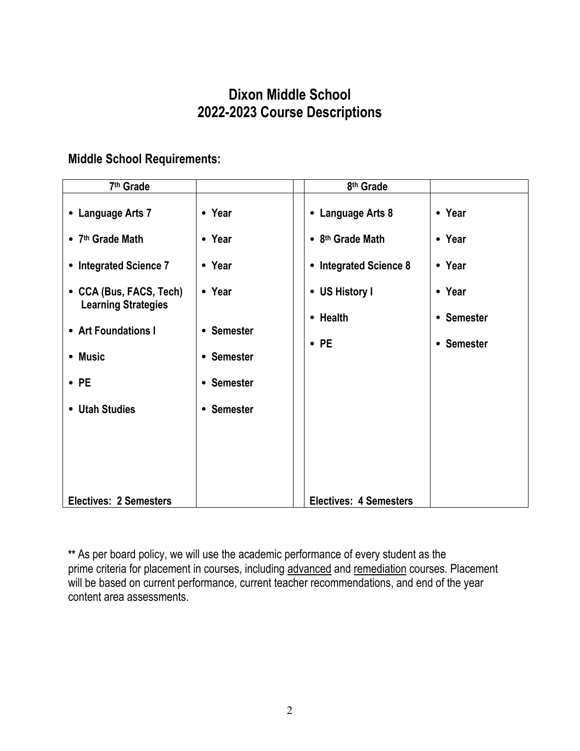# Dixon Middle School
# 2022-2023 Course Descriptions

## Middle School Requirements:

| 7th Grade | | | 8th Grade | |
|---|---|---|---|---|
| • Language Arts 7 | • Year | | • Language Arts 8 | • Year |
| • 7th Grade Math | • Year | | • 8th Grade Math | • Year |
| • Integrated Science 7 | • Year | | • Integrated Science 8 | • Year |
| • CCA (Bus, FACS, Tech) Learning Strategies | • Year | | • US History I | • Year |
| • Art Foundations I | • Semester | | • Health | • Semester |
| • Music | • Semester | | • PE | • Semester |
| • PE | • Semester | | | |
| • Utah Studies | • Semester | | | |
| **Electives: 2 Semesters** | | | **Electives: 4 Semesters** | |

**\*\*** As per board policy, we will use the academic performance of every student as the prime criteria for placement in courses, including advanced and remediation courses. Placement will be based on current performance, current teacher recommendations, and end of the year content area assessments.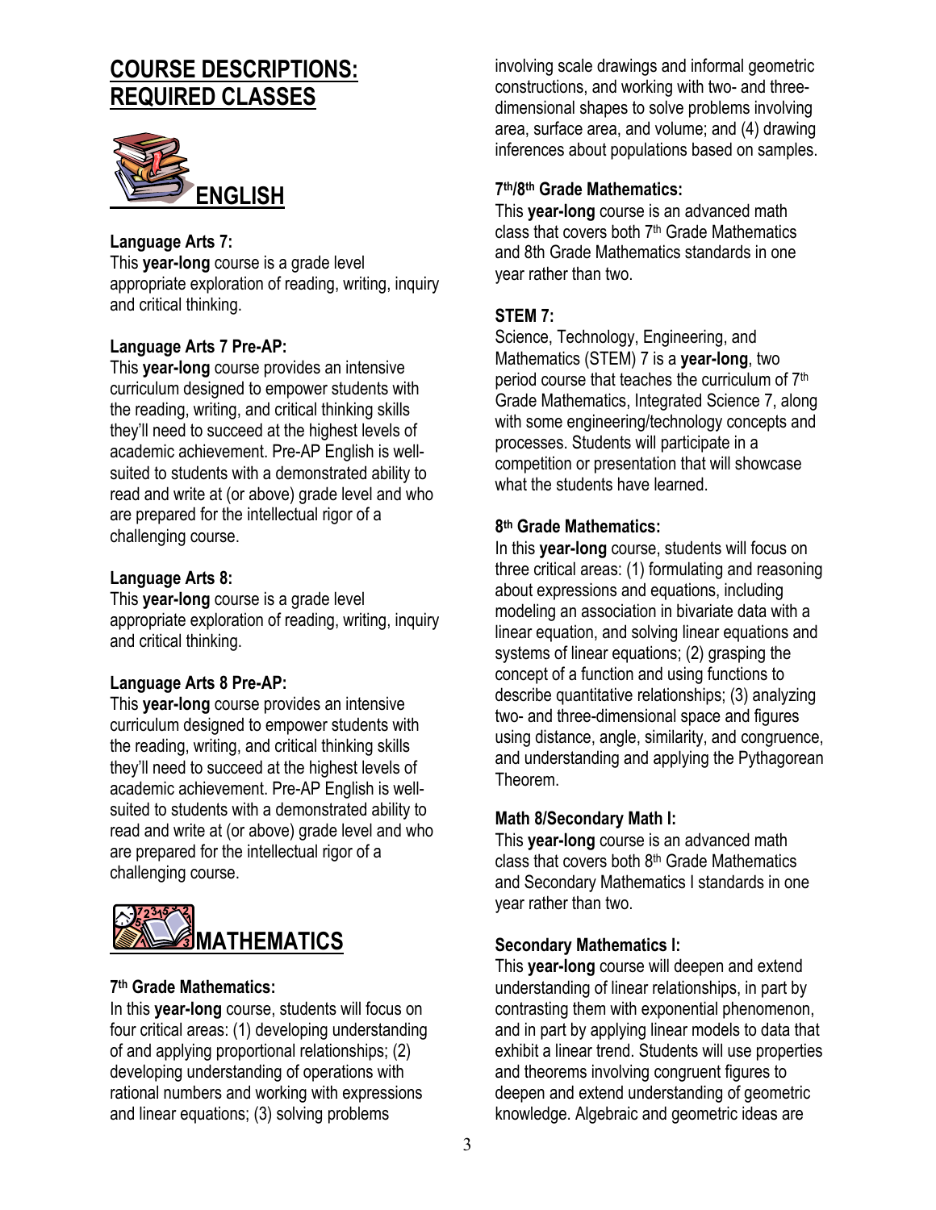# COURSE DESCRIPTIONS: REQUIRED CLASSES

## ENGLISH

### Language Arts 7:

This **year-long** course is a grade level appropriate exploration of reading, writing, inquiry and critical thinking.

### Language Arts 7 Pre-AP:

This **year-long** course provides an intensive curriculum designed to empower students with the reading, writing, and critical thinking skills they'll need to succeed at the highest levels of academic achievement. Pre-AP English is well-suited to students with a demonstrated ability to read and write at (or above) grade level and who are prepared for the intellectual rigor of a challenging course.

### Language Arts 8:

This **year-long** course is a grade level appropriate exploration of reading, writing, inquiry and critical thinking.

### Language Arts 8 Pre-AP:

This **year-long** course provides an intensive curriculum designed to empower students with the reading, writing, and critical thinking skills they'll need to succeed at the highest levels of academic achievement. Pre-AP English is well-suited to students with a demonstrated ability to read and write at (or above) grade level and who are prepared for the intellectual rigor of a challenging course.

## MATHEMATICS

### 7th Grade Mathematics:

In this **year-long** course, students will focus on four critical areas: (1) developing understanding of and applying proportional relationships; (2) developing understanding of operations with rational numbers and working with expressions and linear equations; (3) solving problems involving scale drawings and informal geometric constructions, and working with two- and three-dimensional shapes to solve problems involving area, surface area, and volume; and (4) drawing inferences about populations based on samples.

### 7th/8th Grade Mathematics:

This **year-long** course is an advanced math class that covers both 7th Grade Mathematics and 8th Grade Mathematics standards in one year rather than two.

### STEM 7:

Science, Technology, Engineering, and Mathematics (STEM) 7 is a **year-long**, two period course that teaches the curriculum of 7th Grade Mathematics, Integrated Science 7, along with some engineering/technology concepts and processes. Students will participate in a competition or presentation that will showcase what the students have learned.

### 8th Grade Mathematics:

In this **year-long** course, students will focus on three critical areas: (1) formulating and reasoning about expressions and equations, including modeling an association in bivariate data with a linear equation, and solving linear equations and systems of linear equations; (2) grasping the concept of a function and using functions to describe quantitative relationships; (3) analyzing two- and three-dimensional space and figures using distance, angle, similarity, and congruence, and understanding and applying the Pythagorean Theorem.

### Math 8/Secondary Math I:

This **year-long** course is an advanced math class that covers both 8th Grade Mathematics and Secondary Mathematics I standards in one year rather than two.

### Secondary Mathematics I:

This **year-long** course will deepen and extend understanding of linear relationships, in part by contrasting them with exponential phenomenon, and in part by applying linear models to data that exhibit a linear trend. Students will use properties and theorems involving congruent figures to deepen and extend understanding of geometric knowledge. Algebraic and geometric ideas are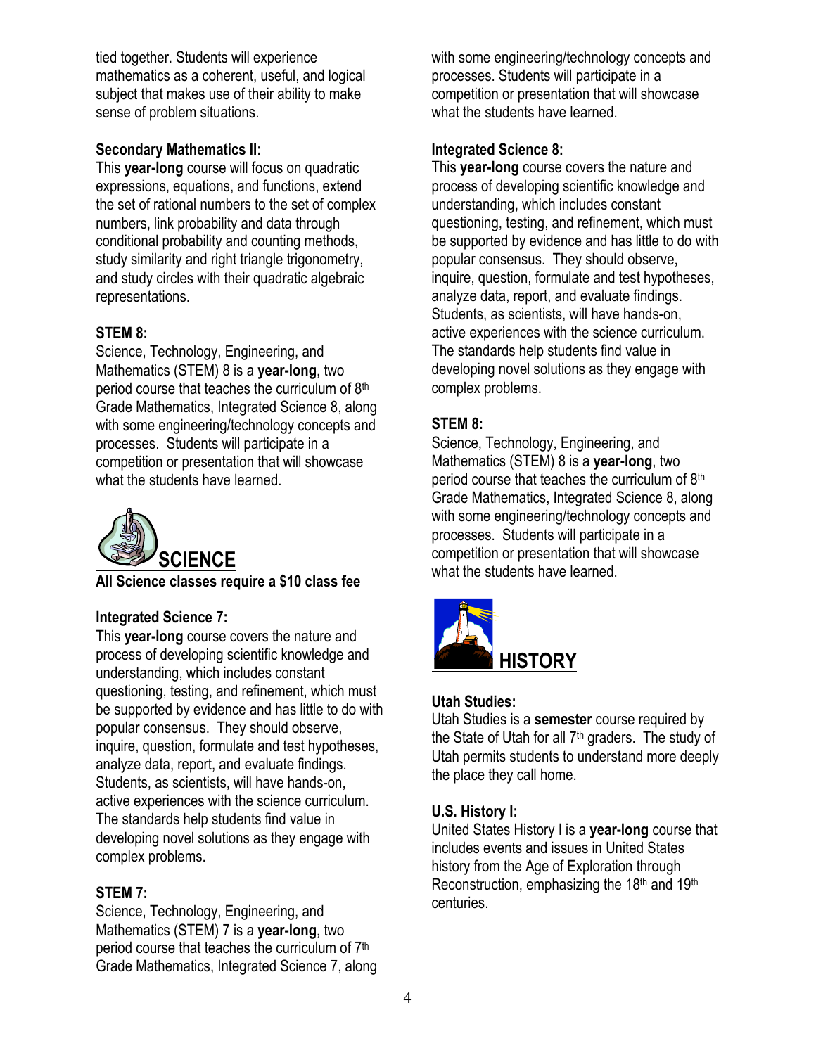tied together. Students will experience mathematics as a coherent, useful, and logical subject that makes use of their ability to make sense of problem situations.

### Secondary Mathematics II:

This **year-long** course will focus on quadratic expressions, equations, and functions, extend the set of rational numbers to the set of complex numbers, link probability and data through conditional probability and counting methods, study similarity and right triangle trigonometry, and study circles with their quadratic algebraic representations.

### STEM 8:

Science, Technology, Engineering, and Mathematics (STEM) 8 is a **year-long**, two period course that teaches the curriculum of 8th Grade Mathematics, Integrated Science 8, along with some engineering/technology concepts and processes. Students will participate in a competition or presentation that will showcase what the students have learned.

## SCIENCE

**All Science classes require a $10 class fee**

### Integrated Science 7:

This **year-long** course covers the nature and process of developing scientific knowledge and understanding, which includes constant questioning, testing, and refinement, which must be supported by evidence and has little to do with popular consensus. They should observe, inquire, question, formulate and test hypotheses, analyze data, report, and evaluate findings. Students, as scientists, will have hands-on, active experiences with the science curriculum. The standards help students find value in developing novel solutions as they engage with complex problems.

### STEM 7:

Science, Technology, Engineering, and Mathematics (STEM) 7 is a **year-long**, two period course that teaches the curriculum of 7th Grade Mathematics, Integrated Science 7, along with some engineering/technology concepts and processes. Students will participate in a competition or presentation that will showcase what the students have learned.

### Integrated Science 8:

This **year-long** course covers the nature and process of developing scientific knowledge and understanding, which includes constant questioning, testing, and refinement, which must be supported by evidence and has little to do with popular consensus. They should observe, inquire, question, formulate and test hypotheses, analyze data, report, and evaluate findings. Students, as scientists, will have hands-on, active experiences with the science curriculum. The standards help students find value in developing novel solutions as they engage with complex problems.

### STEM 8:

Science, Technology, Engineering, and Mathematics (STEM) 8 is a **year-long**, two period course that teaches the curriculum of 8th Grade Mathematics, Integrated Science 8, along with some engineering/technology concepts and processes. Students will participate in a competition or presentation that will showcase what the students have learned.

## HISTORY

### Utah Studies:

Utah Studies is a **semester** course required by the State of Utah for all 7th graders. The study of Utah permits students to understand more deeply the place they call home.

### U.S. History I:

United States History I is a **year-long** course that includes events and issues in United States history from the Age of Exploration through Reconstruction, emphasizing the 18th and 19th centuries.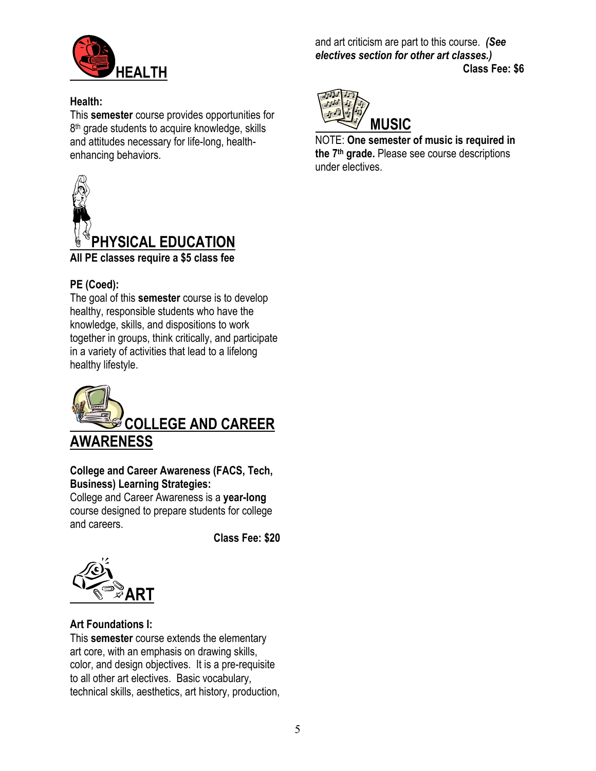# HEALTH

**Health:**
This **semester** course provides opportunities for 8th grade students to acquire knowledge, skills and attitudes necessary for life-long, health-enhancing behaviors.

# PHYSICAL EDUCATION

**All PE classes require a $5 class fee**

**PE (Coed):**
The goal of this **semester** course is to develop healthy, responsible students who have the knowledge, skills, and dispositions to work together in groups, think critically, and participate in a variety of activities that lead to a lifelong healthy lifestyle.

# COLLEGE AND CAREER AWARENESS

**College and Career Awareness (FACS, Tech, Business) Learning Strategies:**
College and Career Awareness is a **year-long** course designed to prepare students for college and careers.

**Class Fee: $20**

# ART

**Art Foundations I:**
This **semester** course extends the elementary art core, with an emphasis on drawing skills, color, and design objectives. It is a pre-requisite to all other art electives. Basic vocabulary, technical skills, aesthetics, art history, production, and art criticism are part to this course. ***(See electives section for other art classes.)***

**Class Fee: $6**

# MUSIC

NOTE: **One semester of music is required in the 7th grade.** Please see course descriptions under electives.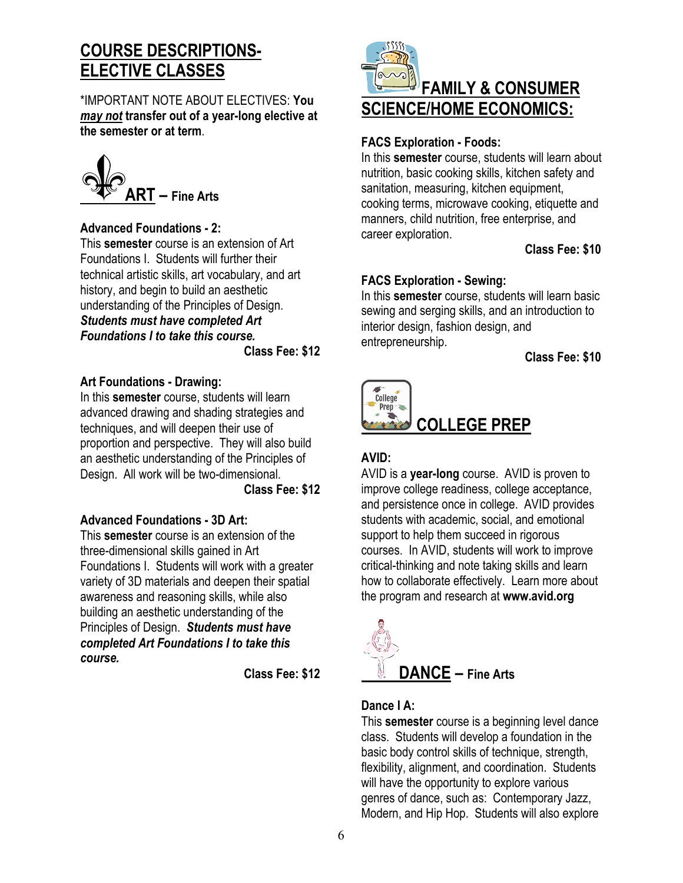# COURSE DESCRIPTIONS- ELECTIVE CLASSES

*IMPORTANT NOTE ABOUT ELECTIVES: **You *may not* transfer out of a year-long elective at the semester or at term**.

## ART – Fine Arts

### Advanced Foundations - 2:

This **semester** course is an extension of Art Foundations I. Students will further their technical artistic skills, art vocabulary, and art history, and begin to build an aesthetic understanding of the Principles of Design. ***Students must have completed Art Foundations I to take this course.***

**Class Fee: $12**

### Art Foundations - Drawing:

In this **semester** course, students will learn advanced drawing and shading strategies and techniques, and will deepen their use of proportion and perspective. They will also build an aesthetic understanding of the Principles of Design. All work will be two-dimensional.

**Class Fee: $12**

### Advanced Foundations - 3D Art:

This **semester** course is an extension of the three-dimensional skills gained in Art Foundations I. Students will work with a greater variety of 3D materials and deepen their spatial awareness and reasoning skills, while also building an aesthetic understanding of the Principles of Design. ***Students must have completed Art Foundations I to take this course.***

**Class Fee: $12**

## FAMILY & CONSUMER SCIENCE/HOME ECONOMICS:

### FACS Exploration - Foods:

In this **semester** course, students will learn about nutrition, basic cooking skills, kitchen safety and sanitation, measuring, kitchen equipment, cooking terms, microwave cooking, etiquette and manners, child nutrition, free enterprise, and career exploration.

**Class Fee: $10**

### FACS Exploration - Sewing:

In this **semester** course, students will learn basic sewing and serging skills, and an introduction to interior design, fashion design, and entrepreneurship.

**Class Fee: $10**

## COLLEGE PREP

### AVID:

AVID is a **year-long** course. AVID is proven to improve college readiness, college acceptance, and persistence once in college. AVID provides students with academic, social, and emotional support to help them succeed in rigorous courses. In AVID, students will work to improve critical-thinking and note taking skills and learn how to collaborate effectively. Learn more about the program and research at **www.avid.org**

## DANCE – Fine Arts

### Dance I A:

This **semester** course is a beginning level dance class. Students will develop a foundation in the basic body control skills of technique, strength, flexibility, alignment, and coordination. Students will have the opportunity to explore various genres of dance, such as: Contemporary Jazz, Modern, and Hip Hop. Students will also explore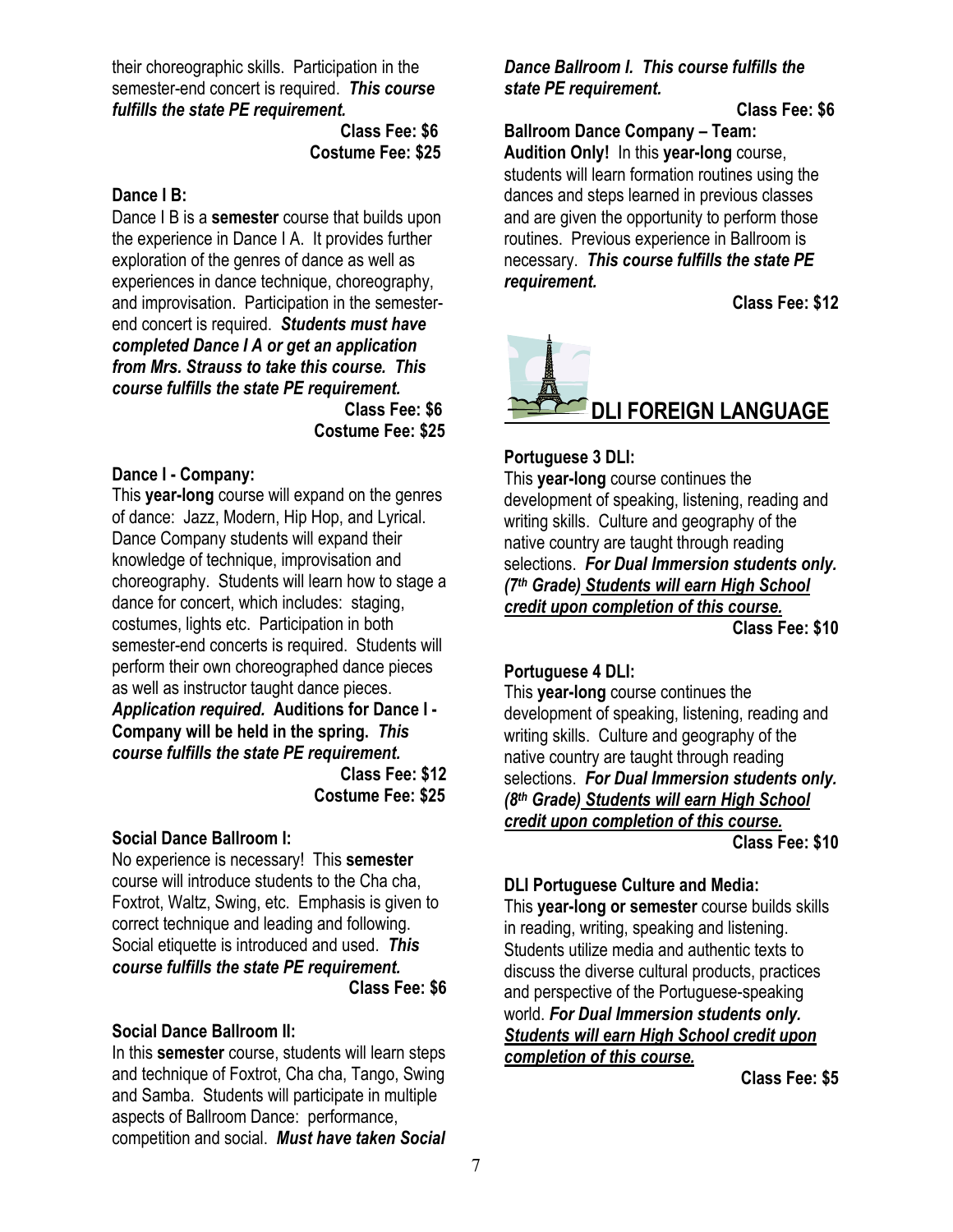their choreographic skills. Participation in the semester-end concert is required. ***This course fulfills the state PE requirement.***

**Class Fee: $6**
**Costume Fee: $25**

**Dance I B:**

Dance I B is a **semester** course that builds upon the experience in Dance I A. It provides further exploration of the genres of dance as well as experiences in dance technique, choreography, and improvisation. Participation in the semester-end concert is required. ***Students must have completed Dance I A or get an application from Mrs. Strauss to take this course. This course fulfills the state PE requirement.***

**Class Fee: $6**
**Costume Fee: $25**

**Dance I - Company:**

This **year-long** course will expand on the genres of dance: Jazz, Modern, Hip Hop, and Lyrical. Dance Company students will expand their knowledge of technique, improvisation and choreography. Students will learn how to stage a dance for concert, which includes: staging, costumes, lights etc. Participation in both semester-end concerts is required. Students will perform their own choreographed dance pieces as well as instructor taught dance pieces. ***Application required.*** **Auditions for Dance I - Company will be held in the spring.** ***This course fulfills the state PE requirement.***

**Class Fee: $12**
**Costume Fee: $25**

**Social Dance Ballroom I:**

No experience is necessary! This **semester** course will introduce students to the Cha cha, Foxtrot, Waltz, Swing, etc. Emphasis is given to correct technique and leading and following. Social etiquette is introduced and used. ***This course fulfills the state PE requirement.***

**Class Fee: $6**

**Social Dance Ballroom II:**

In this **semester** course, students will learn steps and technique of Foxtrot, Cha cha, Tango, Swing and Samba. Students will participate in multiple aspects of Ballroom Dance: performance, competition and social. ***Must have taken Social Dance Ballroom I. This course fulfills the state PE requirement.***

**Class Fee: $6**

**Ballroom Dance Company – Team:**

**Audition Only!** In this **year-long** course, students will learn formation routines using the dances and steps learned in previous classes and are given the opportunity to perform those routines. Previous experience in Ballroom is necessary. ***This course fulfills the state PE requirement.***

**Class Fee: $12**

## DLI FOREIGN LANGUAGE

**Portuguese 3 DLI:**

This **year-long** course continues the development of speaking, listening, reading and writing skills. Culture and geography of the native country are taught through reading selections. ***For Dual Immersion students only. (7th Grade) Students will earn High School credit upon completion of this course.***

**Class Fee: $10**

**Portuguese 4 DLI:**

This **year-long** course continues the development of speaking, listening, reading and writing skills. Culture and geography of the native country are taught through reading selections. ***For Dual Immersion students only. (8th Grade) Students will earn High School credit upon completion of this course.***

**Class Fee: $10**

**DLI Portuguese Culture and Media:**

This **year-long or semester** course builds skills in reading, writing, speaking and listening. Students utilize media and authentic texts to discuss the diverse cultural products, practices and perspective of the Portuguese-speaking world. ***For Dual Immersion students only. Students will earn High School credit upon completion of this course.***

**Class Fee: $5**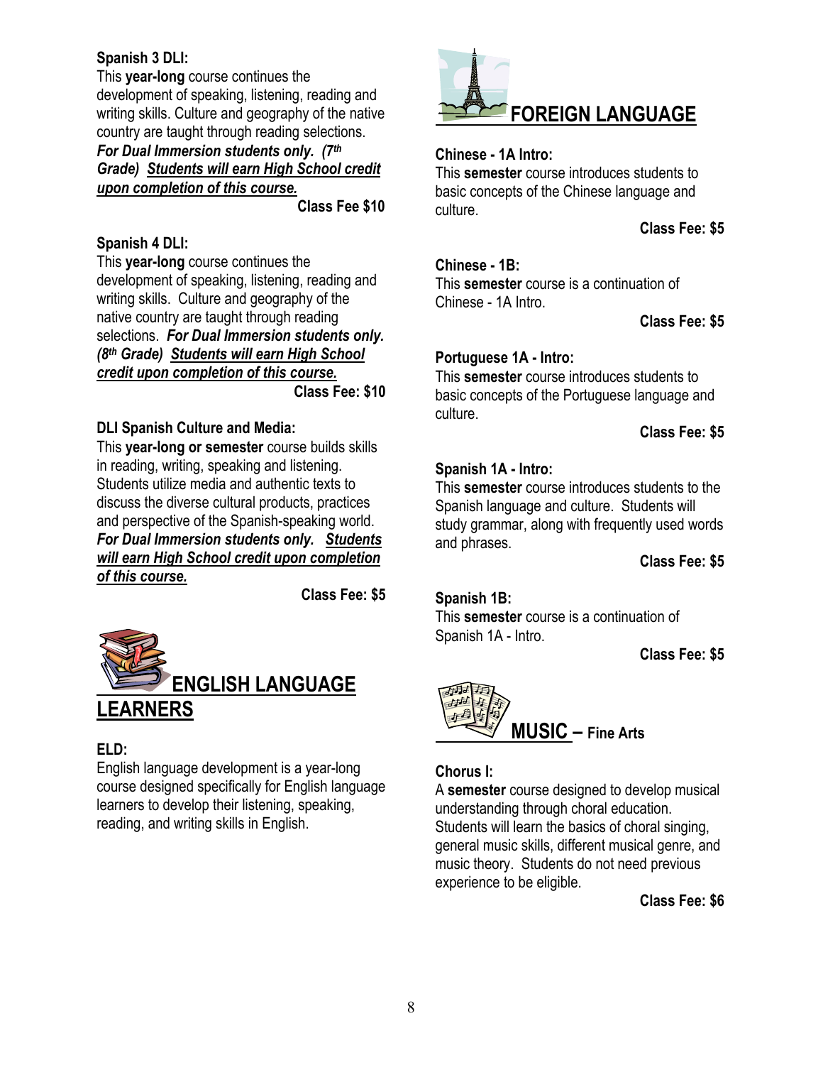**Spanish 3 DLI:**
This **year-long** course continues the development of speaking, listening, reading and writing skills. Culture and geography of the native country are taught through reading selections. ***For Dual Immersion students only. (7th Grade)*** ***Students will earn High School credit upon completion of this course.***

**Class Fee $10**

**Spanish 4 DLI:**
This **year-long** course continues the development of speaking, listening, reading and writing skills. Culture and geography of the native country are taught through reading selections. ***For Dual Immersion students only. (8th Grade)*** ***Students will earn High School credit upon completion of this course.***

**Class Fee: $10**

**DLI Spanish Culture and Media:**
This **year-long or semester** course builds skills in reading, writing, speaking and listening. Students utilize media and authentic texts to discuss the diverse cultural products, practices and perspective of the Spanish-speaking world. ***For Dual Immersion students only.*** ***Students will earn High School credit upon completion of this course.***

**Class Fee: $5**

## ENGLISH LANGUAGE LEARNERS

**ELD:**
English language development is a year-long course designed specifically for English language learners to develop their listening, speaking, reading, and writing skills in English.

## FOREIGN LANGUAGE

**Chinese - 1A Intro:**
This **semester** course introduces students to basic concepts of the Chinese language and culture.

**Class Fee: $5**

**Chinese - 1B:**
This **semester** course is a continuation of Chinese - 1A Intro.

**Class Fee: $5**

**Portuguese 1A - Intro:**
This **semester** course introduces students to basic concepts of the Portuguese language and culture.

**Class Fee: $5**

**Spanish 1A - Intro:**
This **semester** course introduces students to the Spanish language and culture. Students will study grammar, along with frequently used words and phrases.

**Class Fee: $5**

**Spanish 1B:**
This **semester** course is a continuation of Spanish 1A - Intro.

**Class Fee: $5**

## MUSIC – Fine Arts

**Chorus I:**
A **semester** course designed to develop musical understanding through choral education. Students will learn the basics of choral singing, general music skills, different musical genre, and music theory. Students do not need previous experience to be eligible.

**Class Fee: $6**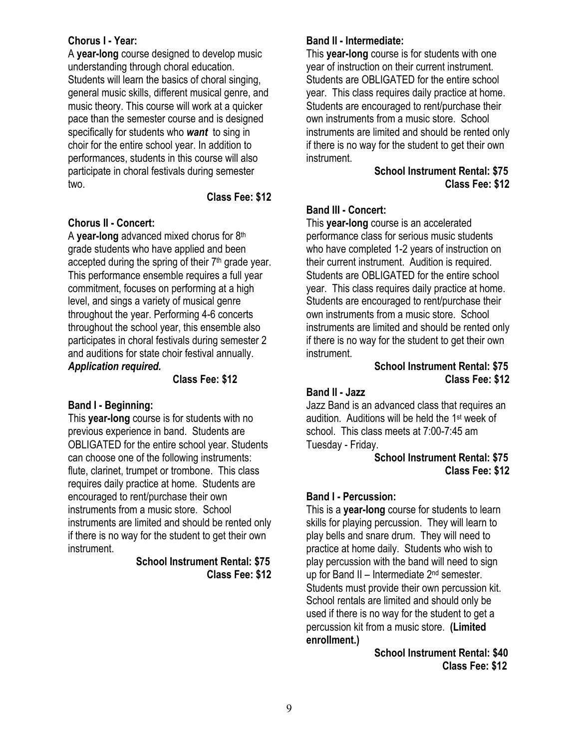**Chorus I - Year:**

A **year-long** course designed to develop music understanding through choral education. Students will learn the basics of choral singing, general music skills, different musical genre, and music theory. This course will work at a quicker pace than the semester course and is designed specifically for students who ***want*** to sing in choir for the entire school year. In addition to performances, students in this course will also participate in choral festivals during semester two.

**Class Fee: $12**

**Chorus II - Concert:**

A **year-long** advanced mixed chorus for 8th grade students who have applied and been accepted during the spring of their 7th grade year. This performance ensemble requires a full year commitment, focuses on performing at a high level, and sings a variety of musical genre throughout the year. Performing 4-6 concerts throughout the school year, this ensemble also participates in choral festivals during semester 2 and auditions for state choir festival annually. ***Application required.***

**Class Fee: $12**

**Band I - Beginning:**

This **year-long** course is for students with no previous experience in band. Students are OBLIGATED for the entire school year. Students can choose one of the following instruments: flute, clarinet, trumpet or trombone. This class requires daily practice at home. Students are encouraged to rent/purchase their own instruments from a music store. School instruments are limited and should be rented only if there is no way for the student to get their own instrument.

**School Instrument Rental: $75**
**Class Fee: $12**

**Band II - Intermediate:**

This **year-long** course is for students with one year of instruction on their current instrument. Students are OBLIGATED for the entire school year. This class requires daily practice at home. Students are encouraged to rent/purchase their own instruments from a music store. School instruments are limited and should be rented only if there is no way for the student to get their own instrument.

**School Instrument Rental: $75**
**Class Fee: $12**

**Band III - Concert:**

This **year-long** course is an accelerated performance class for serious music students who have completed 1-2 years of instruction on their current instrument. Audition is required. Students are OBLIGATED for the entire school year. This class requires daily practice at home. Students are encouraged to rent/purchase their own instruments from a music store. School instruments are limited and should be rented only if there is no way for the student to get their own instrument.

**School Instrument Rental: $75**
**Class Fee: $12**

**Band II - Jazz**

Jazz Band is an advanced class that requires an audition. Auditions will be held the 1st week of school. This class meets at 7:00-7:45 am Tuesday - Friday.

**School Instrument Rental: $75**
**Class Fee: $12**

**Band I - Percussion:**

This is a **year-long** course for students to learn skills for playing percussion. They will learn to play bells and snare drum. They will need to practice at home daily. Students who wish to play percussion with the band will need to sign up for Band II – Intermediate 2nd semester. Students must provide their own percussion kit. School rentals are limited and should only be used if there is no way for the student to get a percussion kit from a music store. **(Limited enrollment.)**

**School Instrument Rental: $40**
**Class Fee: $12**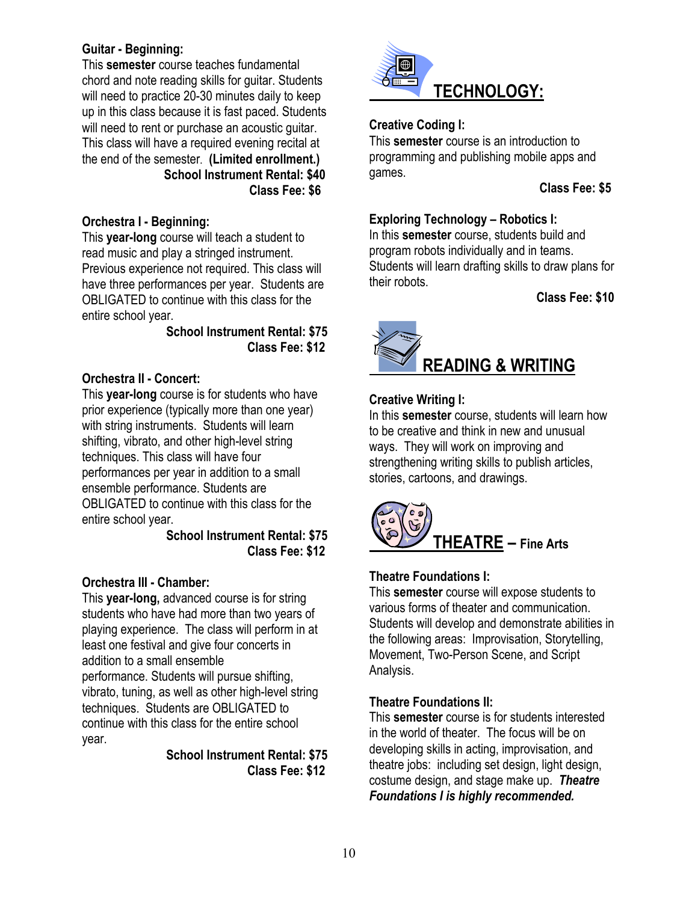**Guitar - Beginning:**
This **semester** course teaches fundamental chord and note reading skills for guitar. Students will need to practice 20-30 minutes daily to keep up in this class because it is fast paced. Students will need to rent or purchase an acoustic guitar. This class will have a required evening recital at the end of the semester. **(Limited enrollment.)**

**School Instrument Rental: $40**
**Class Fee: $6**

**Orchestra I - Beginning:**
This **year-long** course will teach a student to read music and play a stringed instrument. Previous experience not required. This class will have three performances per year. Students are OBLIGATED to continue with this class for the entire school year.

**School Instrument Rental: $75**
**Class Fee: $12**

**Orchestra II - Concert:**
This **year-long** course is for students who have prior experience (typically more than one year) with string instruments. Students will learn shifting, vibrato, and other high-level string techniques. This class will have four performances per year in addition to a small ensemble performance. Students are OBLIGATED to continue with this class for the entire school year.

**School Instrument Rental: $75**
**Class Fee: $12**

**Orchestra III - Chamber:**
This **year-long,** advanced course is for string students who have had more than two years of playing experience. The class will perform in at least one festival and give four concerts in addition to a small ensemble performance. Students will pursue shifting, vibrato, tuning, as well as other high-level string techniques. Students are OBLIGATED to continue with this class for the entire school year.

**School Instrument Rental: $75**
**Class Fee: $12**

## TECHNOLOGY:

**Creative Coding I:**
This **semester** course is an introduction to programming and publishing mobile apps and games.

**Class Fee: $5**

**Exploring Technology – Robotics I:**
In this **semester** course, students build and program robots individually and in teams. Students will learn drafting skills to draw plans for their robots.

**Class Fee: $10**

## READING & WRITING

**Creative Writing I:**
In this **semester** course, students will learn how to be creative and think in new and unusual ways. They will work on improving and strengthening writing skills to publish articles, stories, cartoons, and drawings.

## THEATRE – Fine Arts

**Theatre Foundations I:**
This **semester** course will expose students to various forms of theater and communication. Students will develop and demonstrate abilities in the following areas: Improvisation, Storytelling, Movement, Two-Person Scene, and Script Analysis.

**Theatre Foundations II:**
This **semester** course is for students interested in the world of theater. The focus will be on developing skills in acting, improvisation, and theatre jobs: including set design, light design, costume design, and stage make up. ***Theatre Foundations I is highly recommended.***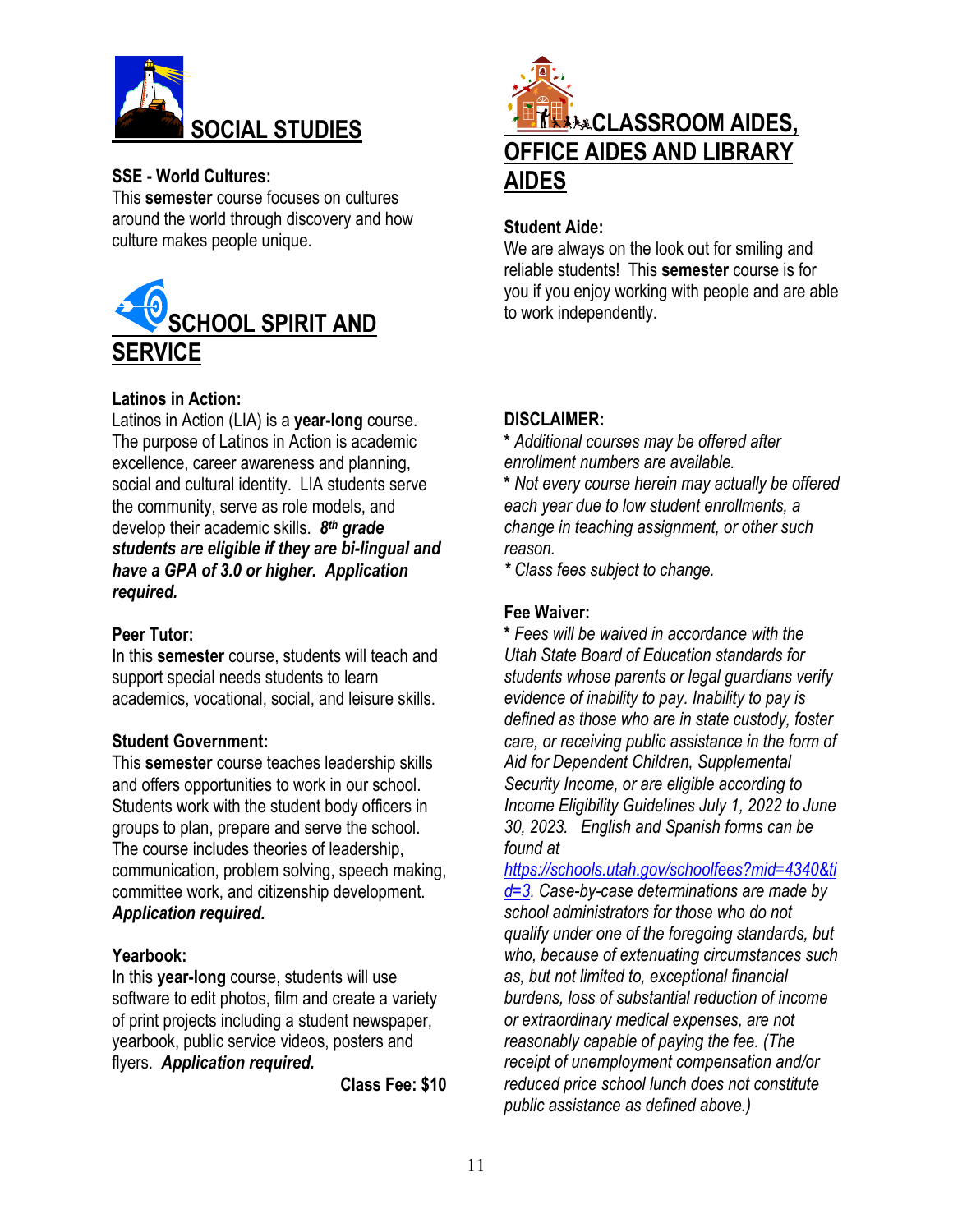## SOCIAL STUDIES

**SSE - World Cultures:**
This **semester** course focuses on cultures around the world through discovery and how culture makes people unique.

## SCHOOL SPIRIT AND SERVICE

**Latinos in Action:**
Latinos in Action (LIA) is a **year-long** course. The purpose of Latinos in Action is academic excellence, career awareness and planning, social and cultural identity. LIA students serve the community, serve as role models, and develop their academic skills. ***8th grade students are eligible if they are bi-lingual and have a GPA of 3.0 or higher. Application required.***

**Peer Tutor:**
In this **semester** course, students will teach and support special needs students to learn academics, vocational, social, and leisure skills.

**Student Government:**
This **semester** course teaches leadership skills and offers opportunities to work in our school. Students work with the student body officers in groups to plan, prepare and serve the school. The course includes theories of leadership, communication, problem solving, speech making, committee work, and citizenship development. ***Application required.***

**Yearbook:**
In this **year-long** course, students will use software to edit photos, film and create a variety of print projects including a student newspaper, yearbook, public service videos, posters and flyers. ***Application required.***

**Class Fee: $10**

## CLASSROOM AIDES, OFFICE AIDES AND LIBRARY AIDES

**Student Aide:**
We are always on the look out for smiling and reliable students! This **semester** course is for you if you enjoy working with people and are able to work independently.

**DISCLAIMER:**
**\*** *Additional courses may be offered after enrollment numbers are available.*
**\*** *Not every course herein may actually be offered each year due to low student enrollments, a change in teaching assignment, or other such reason.*
**\*** *Class fees subject to change.*

**Fee Waiver:**
**\*** *Fees will be waived in accordance with the Utah State Board of Education standards for students whose parents or legal guardians verify evidence of inability to pay. Inability to pay is defined as those who are in state custody, foster care, or receiving public assistance in the form of Aid for Dependent Children, Supplemental Security Income, or are eligible according to Income Eligibility Guidelines July 1, 2022 to June 30, 2023. English and Spanish forms can be found at [https://schools.utah.gov/schoolfees?mid=4340&tid=3](https://schools.utah.gov/schoolfees?mid=4340&tid=3). Case-by-case determinations are made by school administrators for those who do not qualify under one of the foregoing standards, but who, because of extenuating circumstances such as, but not limited to, exceptional financial burdens, loss of substantial reduction of income or extraordinary medical expenses, are not reasonably capable of paying the fee. (The receipt of unemployment compensation and/or reduced price school lunch does not constitute public assistance as defined above.)*